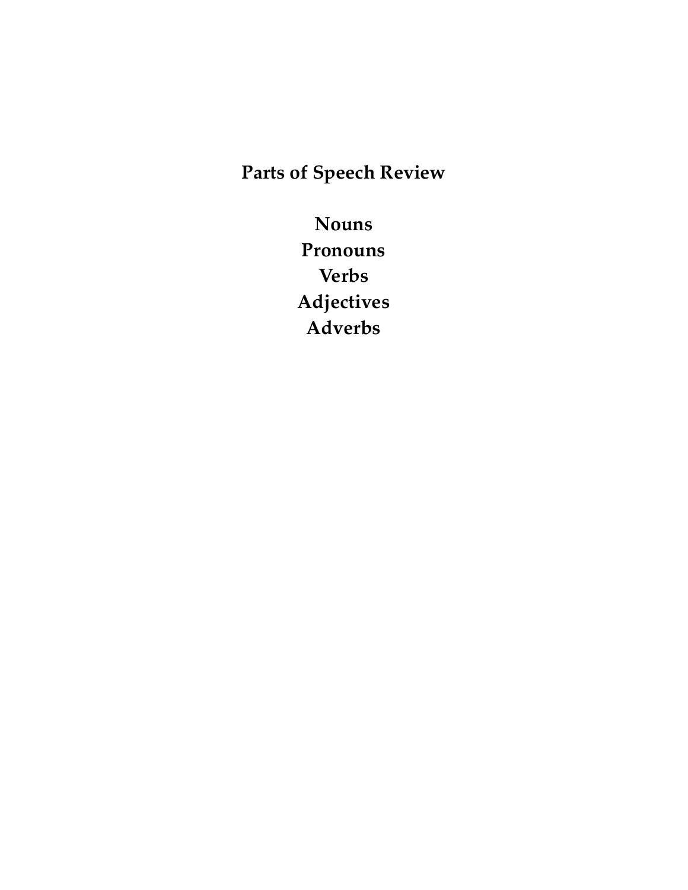# Parts of Speech Review

**Nouns**
**Pronouns**
**Verbs**
**Adjectives**
**Adverbs**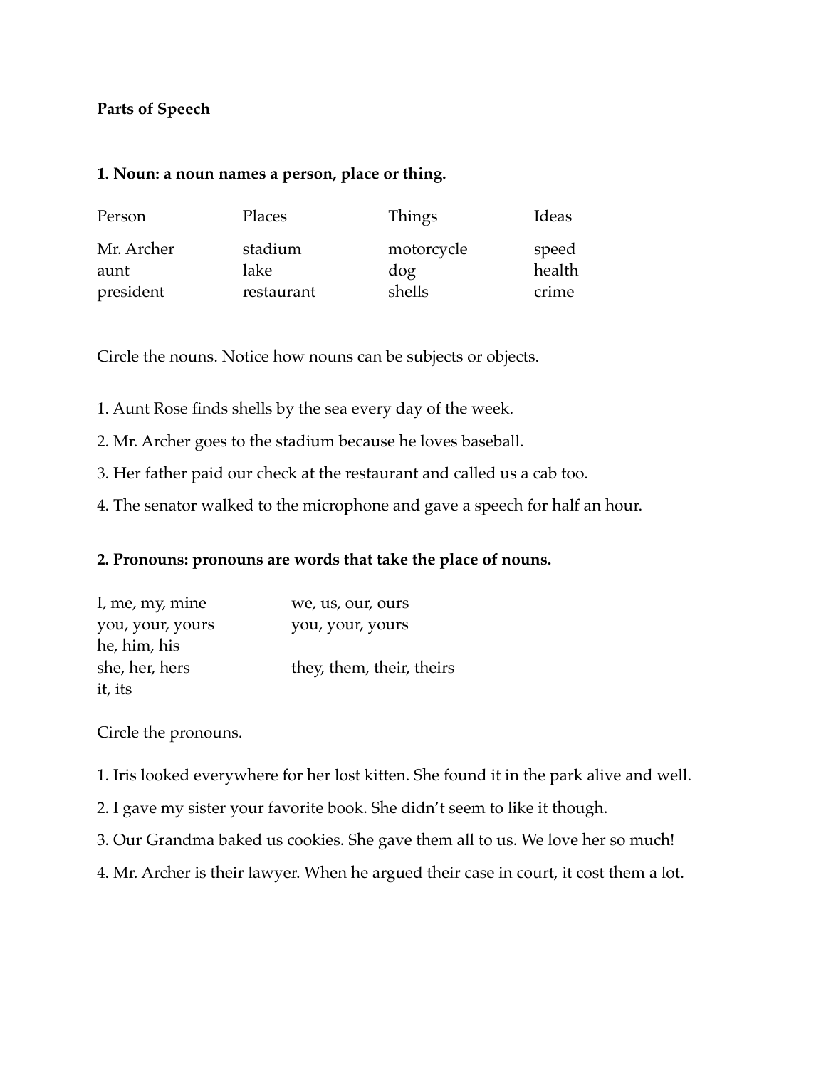**Parts of Speech**

**1. Noun: a noun names a person, place or thing.**

| <u>Person</u> | <u>Places</u> | <u>Things</u> | <u>Ideas</u> |
|---|---|---|---|
| Mr. Archer | stadium | motorcycle | speed |
| aunt | lake | dog | health |
| president | restaurant | shells | crime |

Circle the nouns. Notice how nouns can be subjects or objects.

1. Aunt Rose finds shells by the sea every day of the week.
2. Mr. Archer goes to the stadium because he loves baseball.
3. Her father paid our check at the restaurant and called us a cab too.
4. The senator walked to the microphone and gave a speech for half an hour.

**2. Pronouns: pronouns are words that take the place of nouns.**

| | |
|---|---|
| I, me, my, mine | we, us, our, ours |
| you, your, yours | you, your, yours |
| he, him, his | |
| she, her, hers | they, them, their, theirs |
| it, its | |

Circle the pronouns.

1. Iris looked everywhere for her lost kitten. She found it in the park alive and well.
2. I gave my sister your favorite book. She didn't seem to like it though.
3. Our Grandma baked us cookies. She gave them all to us. We love her so much!
4. Mr. Archer is their lawyer. When he argued their case in court, it cost them a lot.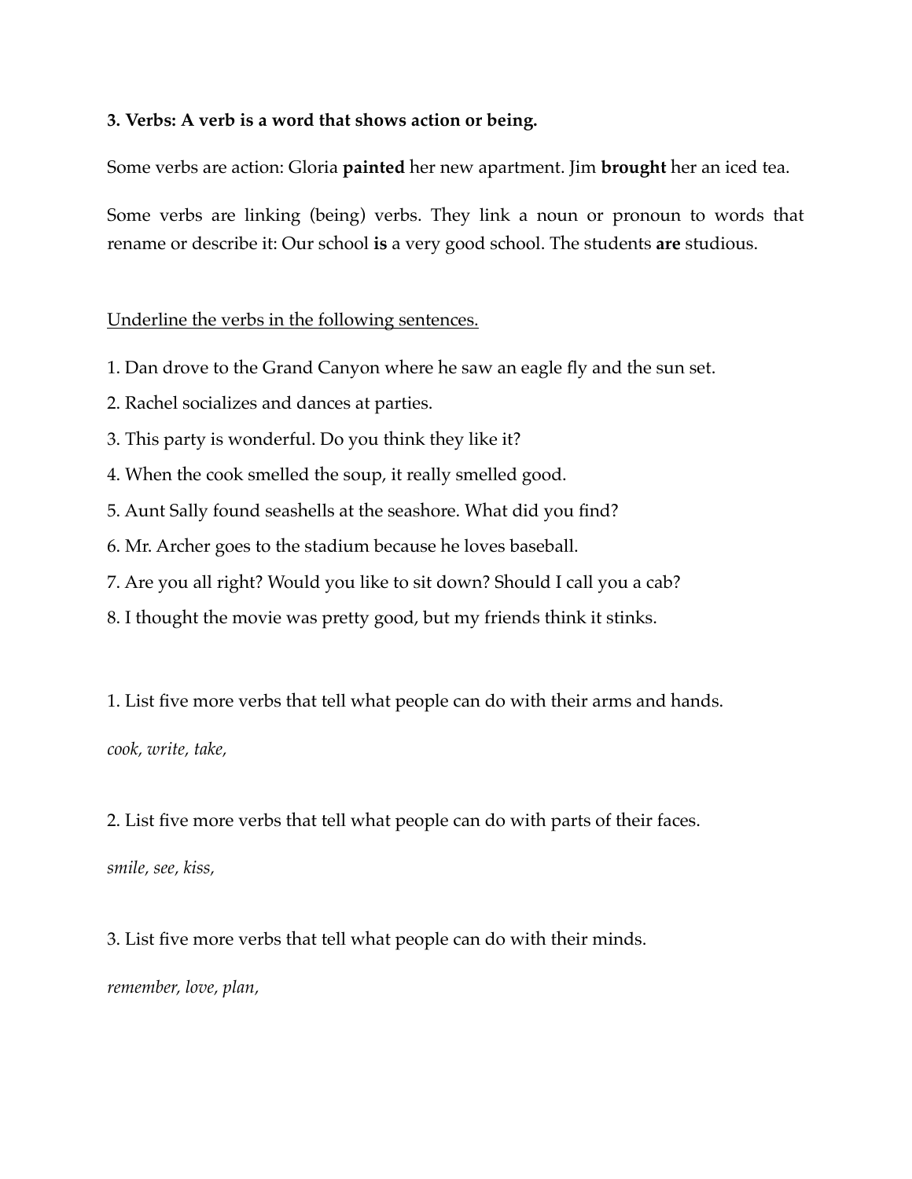**3. Verbs: A verb is a word that shows action or being.**

Some verbs are action: Gloria **painted** her new apartment. Jim **brought** her an iced tea.

Some verbs are linking (being) verbs. They link a noun or pronoun to words that rename or describe it: Our school **is** a very good school. The students **are** studious.

<u>Underline the verbs in the following sentences.</u>

1. Dan drove to the Grand Canyon where he saw an eagle fly and the sun set.
2. Rachel socializes and dances at parties.
3. This party is wonderful. Do you think they like it?
4. When the cook smelled the soup, it really smelled good.
5. Aunt Sally found seashells at the seashore. What did you find?
6. Mr. Archer goes to the stadium because he loves baseball.
7. Are you all right? Would you like to sit down? Should I call you a cab?
8. I thought the movie was pretty good, but my friends think it stinks.

1. List five more verbs that tell what people can do with their arms and hands.

*cook, write, take,*

2. List five more verbs that tell what people can do with parts of their faces.

*smile, see, kiss,*

3. List five more verbs that tell what people can do with their minds.

*remember, love, plan,*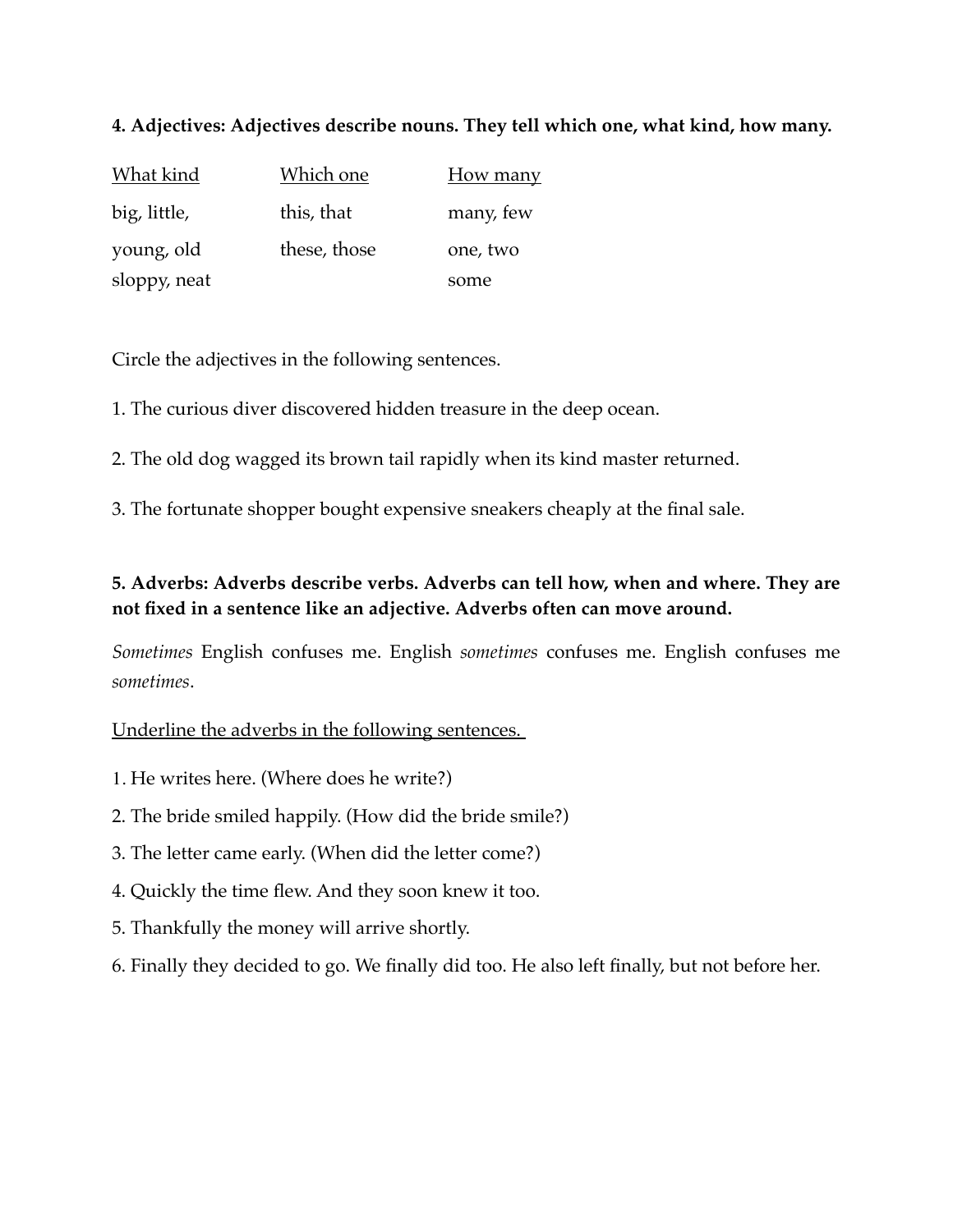**4. Adjectives: Adjectives describe nouns. They tell which one, what kind, how many.**

| <u>What kind</u> | <u>Which one</u> | <u>How many</u> |
|---|---|---|
| big, little, | this, that | many, few |
| young, old | these, those | one, two |
| sloppy, neat | | some |

Circle the adjectives in the following sentences.

1. The curious diver discovered hidden treasure in the deep ocean.

2. The old dog wagged its brown tail rapidly when its kind master returned.

3. The fortunate shopper bought expensive sneakers cheaply at the final sale.

**5. Adverbs: Adverbs describe verbs. Adverbs can tell how, when and where. They are not fixed in a sentence like an adjective. Adverbs often can move around.**

*Sometimes* English confuses me. English *sometimes* confuses me. English confuses me *sometimes*.

<u>Underline the adverbs in the following sentences.</u>

1. He writes here. (Where does he write?)
2. The bride smiled happily. (How did the bride smile?)
3. The letter came early. (When did the letter come?)
4. Quickly the time flew. And they soon knew it too.
5. Thankfully the money will arrive shortly.
6. Finally they decided to go. We finally did too. He also left finally, but not before her.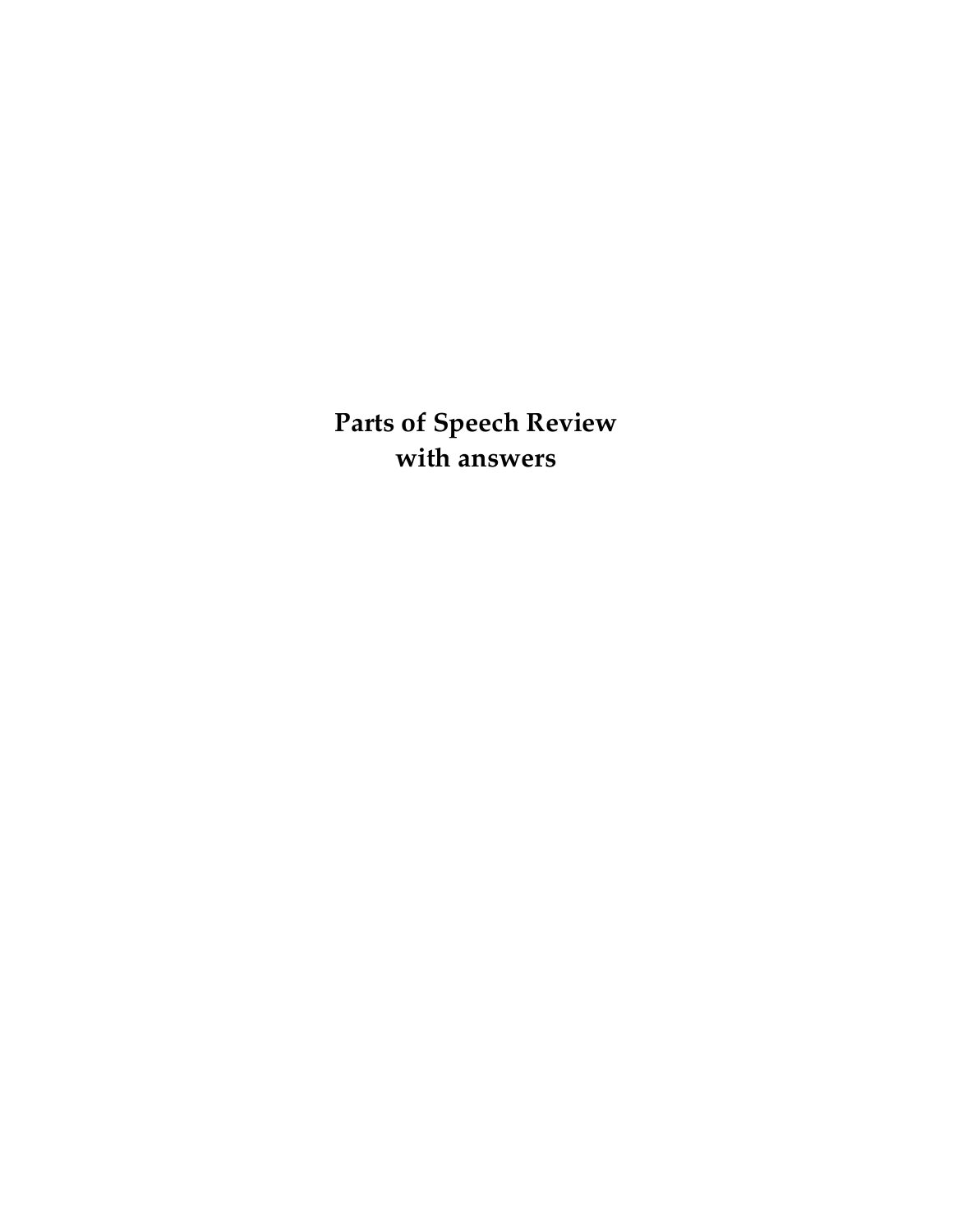**Parts of Speech Review**
**with answers**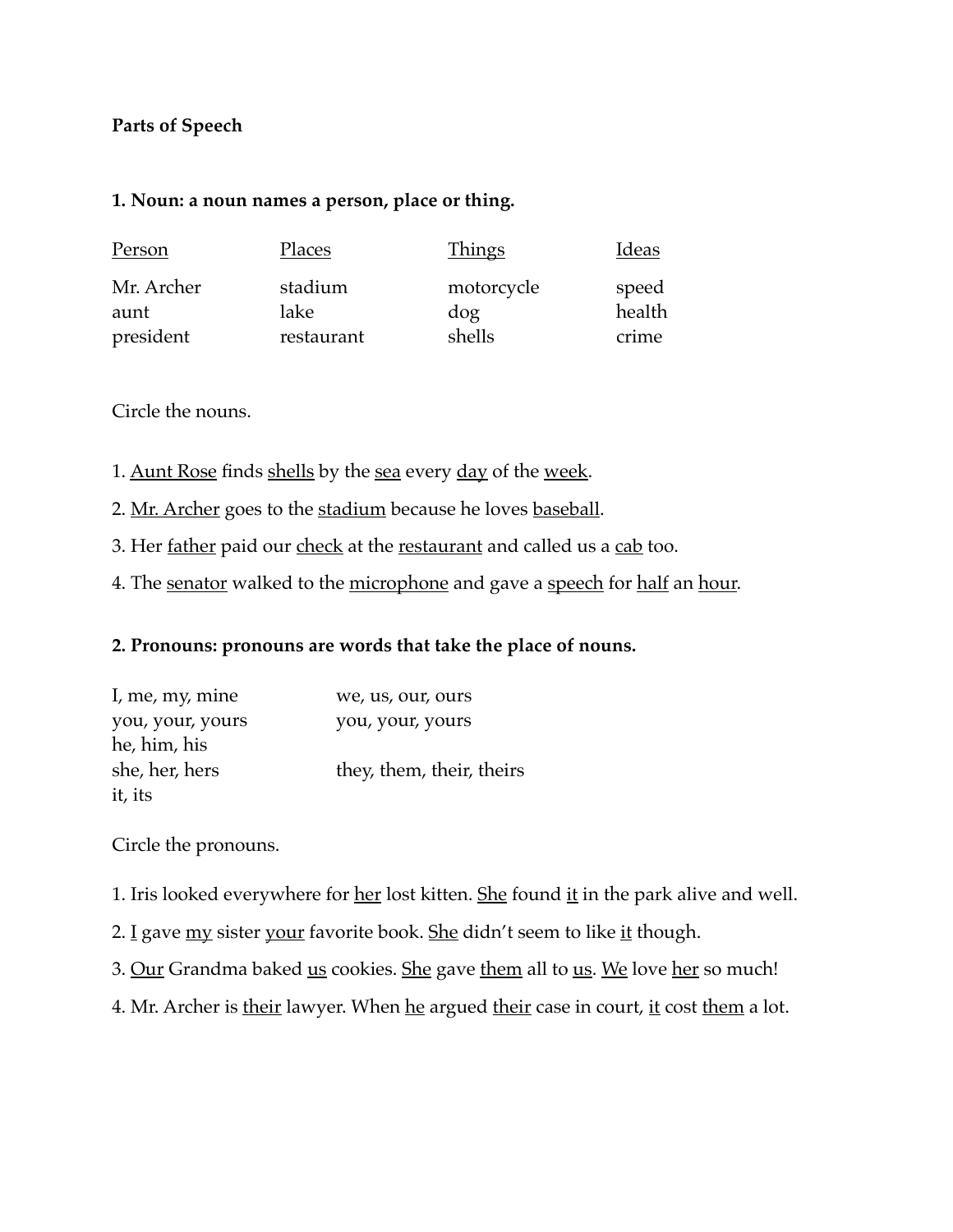**Parts of Speech**

**1. Noun: a noun names a person, place or thing.**

| Person | Places | Things | Ideas |
|---|---|---|---|
| Mr. Archer | stadium | motorcycle | speed |
| aunt | lake | dog | health |
| president | restaurant | shells | crime |

Circle the nouns.

1. <u>Aunt Rose</u> finds <u>shells</u> by the <u>sea</u> every <u>day</u> of the <u>week</u>.

2. <u>Mr. Archer</u> goes to the <u>stadium</u> because he loves <u>baseball</u>.

3. Her <u>father</u> paid our <u>check</u> at the <u>restaurant</u> and called us a <u>cab</u> too.

4. The <u>senator</u> walked to the <u>microphone</u> and gave a <u>speech</u> for <u>half</u> an <u>hour</u>.

**2. Pronouns: pronouns are words that take the place of nouns.**

| | |
|---|---|
| I, me, my, mine | we, us, our, ours |
| you, your, yours | you, your, yours |
| he, him, his | |
| she, her, hers | they, them, their, theirs |
| it, its | |

Circle the pronouns.

1. Iris looked everywhere for <u>her</u> lost kitten. <u>She</u> found <u>it</u> in the park alive and well.

2. <u>I</u> gave <u>my</u> sister <u>your</u> favorite book. <u>She</u> didn't seem to like <u>it</u> though.

3. <u>Our</u> Grandma baked <u>us</u> cookies. <u>She</u> gave <u>them</u> all to <u>us</u>. <u>We</u> love <u>her</u> so much!

4. Mr. Archer is <u>their</u> lawyer. When <u>he</u> argued <u>their</u> case in court, <u>it</u> cost <u>them</u> a lot.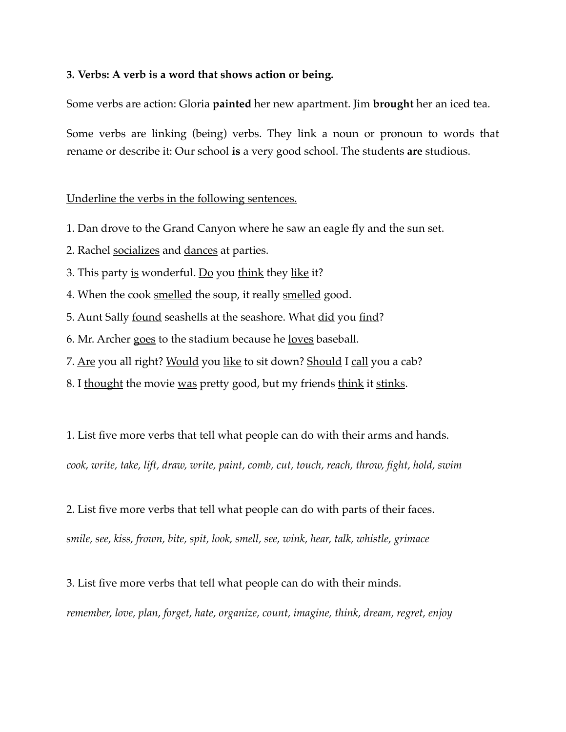**3. Verbs: A verb is a word that shows action or being.**

Some verbs are action: Gloria **painted** her new apartment. Jim **brought** her an iced tea.

Some verbs are linking (being) verbs. They link a noun or pronoun to words that rename or describe it: Our school **is** a very good school. The students **are** studious.

<u>Underline the verbs in the following sentences.</u>

1. Dan <u>drove</u> to the Grand Canyon where he <u>saw</u> an eagle fly and the sun <u>set</u>.
2. Rachel <u>socializes</u> and <u>dances</u> at parties.
3. This party <u>is</u> wonderful. <u>Do</u> you <u>think</u> they <u>like</u> it?
4. When the cook <u>smelled</u> the soup, it really <u>smelled</u> good.
5. Aunt Sally <u>found</u> seashells at the seashore. What <u>did</u> you <u>find</u>?
6. Mr. Archer <u>goes</u> to the stadium because he <u>loves</u> baseball.
7. <u>Are</u> you all right? <u>Would</u> you <u>like</u> to sit down? <u>Should</u> I <u>call</u> you a cab?
8. I <u>thought</u> the movie <u>was</u> pretty good, but my friends <u>think</u> it <u>stinks</u>.

1. List five more verbs that tell what people can do with their arms and hands.

*cook, write, take, lift, draw, write, paint, comb, cut, touch, reach, throw, fight, hold, swim*

2. List five more verbs that tell what people can do with parts of their faces.

*smile, see, kiss, frown, bite, spit, look, smell, see, wink, hear, talk, whistle, grimace*

3. List five more verbs that tell what people can do with their minds.

*remember, love, plan, forget, hate, organize, count, imagine, think, dream, regret, enjoy*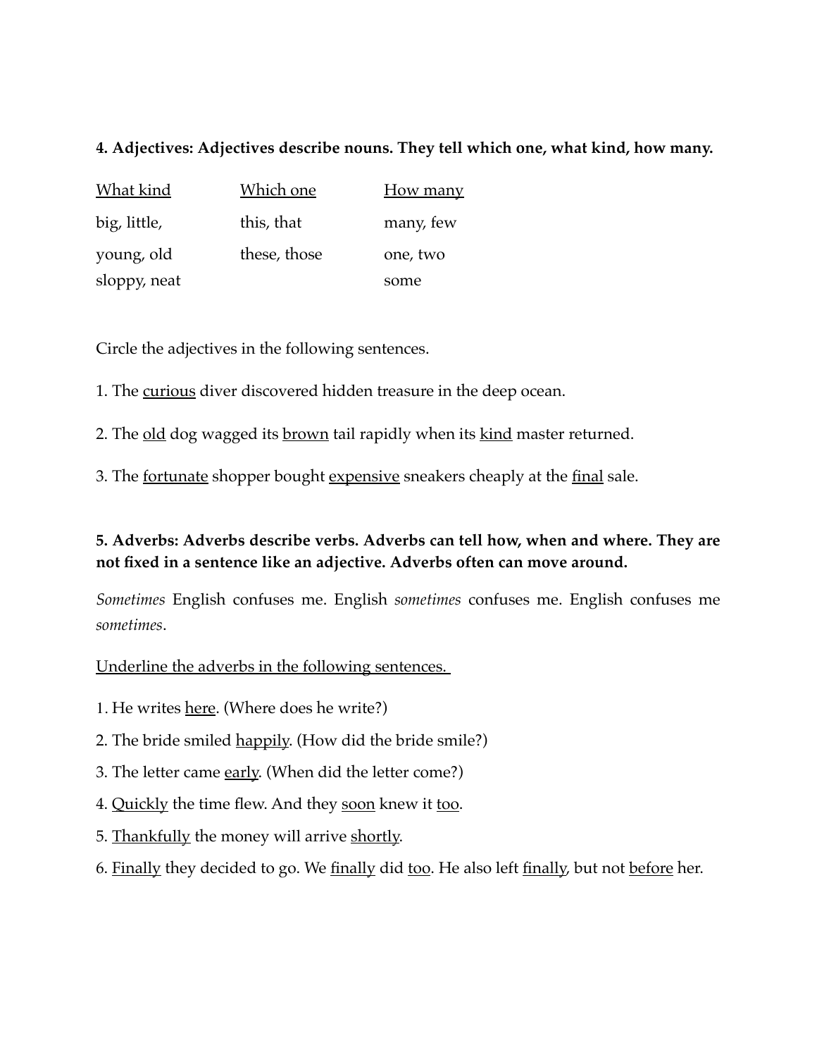**4. Adjectives: Adjectives describe nouns. They tell which one, what kind, how many.**

| What kind | Which one | How many |
|---|---|---|
| big, little, | this, that | many, few |
| young, old | these, those | one, two |
| sloppy, neat | | some |

Circle the adjectives in the following sentences.

1. The <u>curious</u> diver discovered hidden treasure in the deep ocean.

2. The <u>old</u> dog wagged its <u>brown</u> tail rapidly when its <u>kind</u> master returned.

3. The <u>fortunate</u> shopper bought <u>expensive</u> sneakers cheaply at the <u>final</u> sale.

**5. Adverbs: Adverbs describe verbs. Adverbs can tell how, when and where. They are not fixed in a sentence like an adjective. Adverbs often can move around.**

*Sometimes* English confuses me. English *sometimes* confuses me. English confuses me *sometimes*.

<u>Underline the adverbs in the following sentences.</u>

1. He writes <u>here</u>. (Where does he write?)
2. The bride smiled <u>happily</u>. (How did the bride smile?)
3. The letter came <u>early</u>. (When did the letter come?)
4. <u>Quickly</u> the time flew. And they <u>soon</u> knew it <u>too</u>.
5. <u>Thankfully</u> the money will arrive <u>shortly</u>.
6. <u>Finally</u> they decided to go. We <u>finally</u> did <u>too</u>. He also left <u>finally</u>, but not <u>before</u> her.